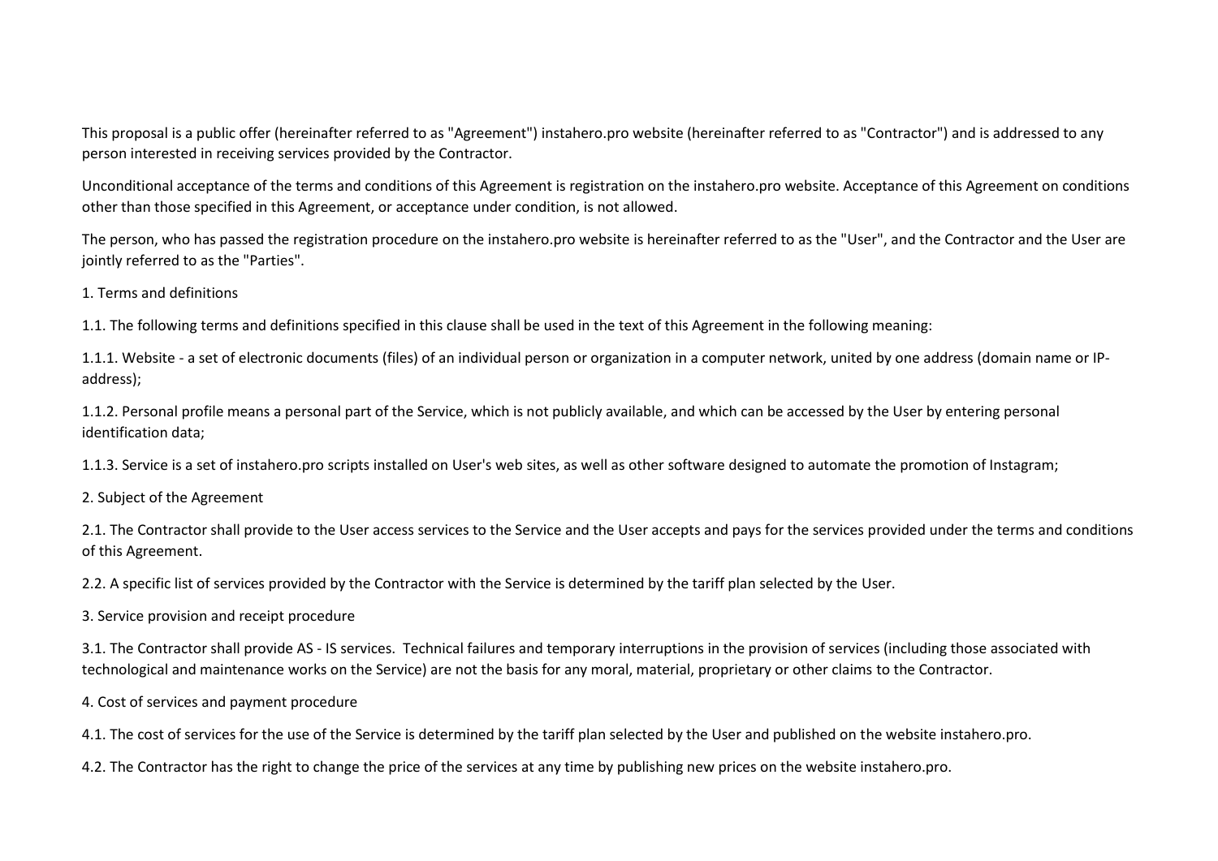This proposal is a public offer (hereinafter referred to as "Agreement") instahero.pro website (hereinafter referred to as "Contractor") and is addressed to any person interested in receiving services provided by the Contractor.

Unconditional acceptance of the terms and conditions of this Agreement is registration on the instahero.pro website. Acceptance of this Agreement on conditions other than those specified in this Agreement, or acceptance under condition, is not allowed.

The person, who has passed the registration procedure on the instahero.pro website is hereinafter referred to as the "User", and the Contractor and the User are jointly referred to as the "Parties".

## 1. Terms and definitions

1.1. The following terms and definitions specified in this clause shall be used in the text of this Agreement in the following meaning:

1.1.1. Website - a set of electronic documents (files) of an individual person or organization in a computer network, united by one address (domain name or IP-address);

1.1.2. Personal profile means a personal part of the Service, which is not publicly available, and which can be accessed by the User by entering personal identification data;

1.1.3. Service is a set of instahero.pro scripts installed on User's web sites, as well as other software designed to automate the promotion of Instagram;

## 2. Subject of the Agreement

2.1. The Contractor shall provide to the User access services to the Service and the User accepts and pays for the services provided under the terms and conditions of this Agreement.

2.2. A specific list of services provided by the Contractor with the Service is determined by the tariff plan selected by the User.

## 3. Service provision and receipt procedure

3.1. The Contractor shall provide AS - IS services. Technical failures and temporary interruptions in the provision of services (including those associated with technological and maintenance works on the Service) are not the basis for any moral, material, proprietary or other claims to the Contractor.

## 4. Cost of services and payment procedure

4.1. The cost of services for the use of the Service is determined by the tariff plan selected by the User and published on the website instahero.pro.

4.2. The Contractor has the right to change the price of the services at any time by publishing new prices on the website instahero.pro.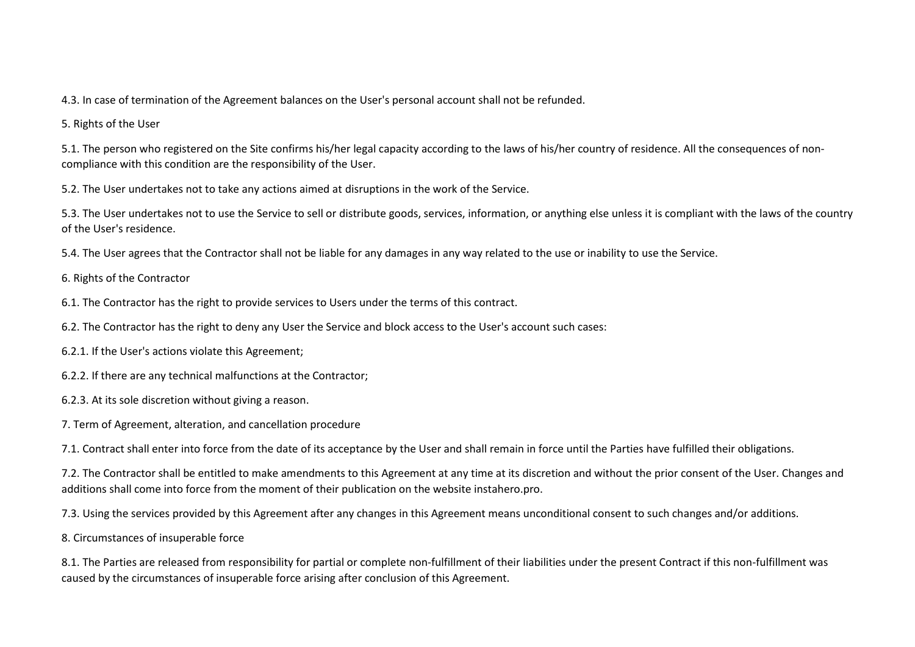4.3. In case of termination of the Agreement balances on the User's personal account shall not be refunded.

## 5. Rights of the User

5.1. The person who registered on the Site confirms his/her legal capacity according to the laws of his/her country of residence. All the consequences of non-compliance with this condition are the responsibility of the User.

5.2. The User undertakes not to take any actions aimed at disruptions in the work of the Service.

5.3. The User undertakes not to use the Service to sell or distribute goods, services, information, or anything else unless it is compliant with the laws of the country of the User's residence.

5.4. The User agrees that the Contractor shall not be liable for any damages in any way related to the use or inability to use the Service.

## 6. Rights of the Contractor

6.1. The Contractor has the right to provide services to Users under the terms of this contract.

6.2. The Contractor has the right to deny any User the Service and block access to the User's account such cases:

6.2.1. If the User's actions violate this Agreement;

6.2.2. If there are any technical malfunctions at the Contractor;

6.2.3. At its sole discretion without giving a reason.

## 7. Term of Agreement, alteration, and cancellation procedure

7.1. Contract shall enter into force from the date of its acceptance by the User and shall remain in force until the Parties have fulfilled their obligations.

7.2. The Contractor shall be entitled to make amendments to this Agreement at any time at its discretion and without the prior consent of the User. Changes and additions shall come into force from the moment of their publication on the website instahero.pro.

7.3. Using the services provided by this Agreement after any changes in this Agreement means unconditional consent to such changes and/or additions.

## 8. Circumstances of insuperable force

8.1. The Parties are released from responsibility for partial or complete non-fulfillment of their liabilities under the present Contract if this non-fulfillment was caused by the circumstances of insuperable force arising after conclusion of this Agreement.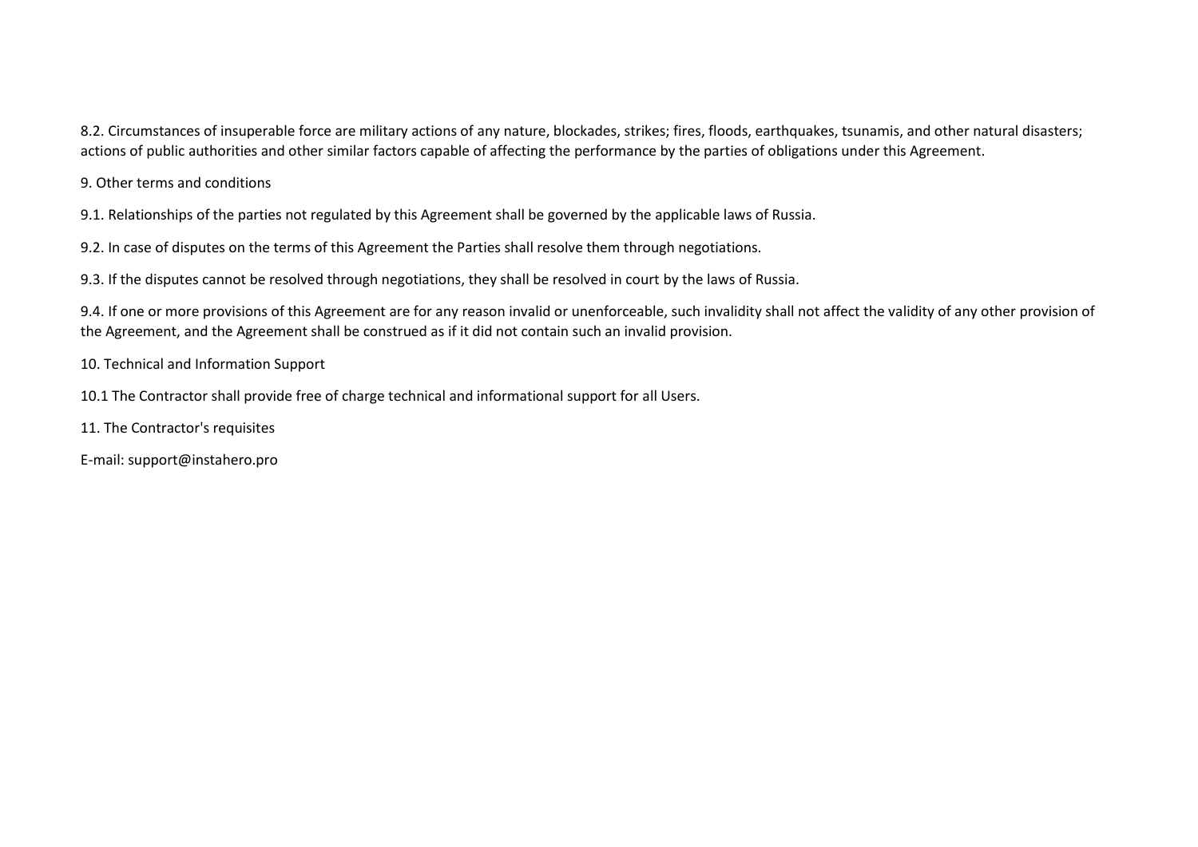8.2. Circumstances of insuperable force are military actions of any nature, blockades, strikes; fires, floods, earthquakes, tsunamis, and other natural disasters; actions of public authorities and other similar factors capable of affecting the performance by the parties of obligations under this Agreement.

9. Other terms and conditions

9.1. Relationships of the parties not regulated by this Agreement shall be governed by the applicable laws of Russia.

9.2. In case of disputes on the terms of this Agreement the Parties shall resolve them through negotiations.

9.3. If the disputes cannot be resolved through negotiations, they shall be resolved in court by the laws of Russia.

9.4. If one or more provisions of this Agreement are for any reason invalid or unenforceable, such invalidity shall not affect the validity of any other provision of the Agreement, and the Agreement shall be construed as if it did not contain such an invalid provision.

10. Technical and Information Support

10.1 The Contractor shall provide free of charge technical and informational support for all Users.

11. The Contractor's requisites

E-mail: support@instahero.pro